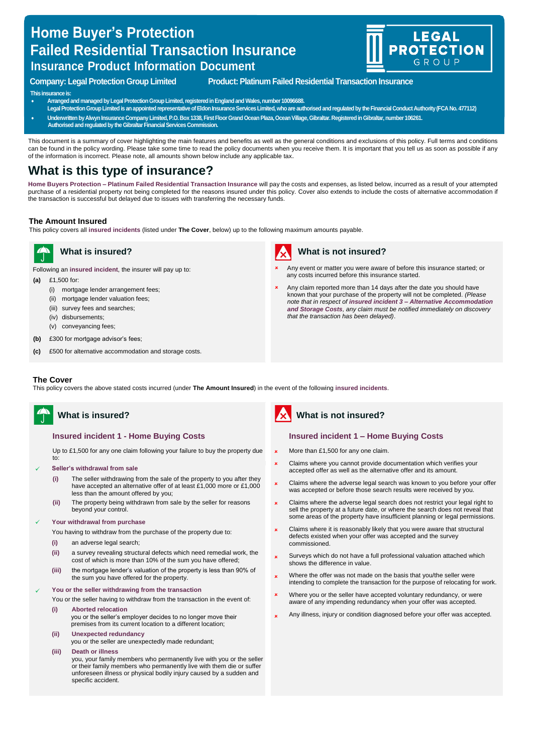# Home Buyer's Protection
# Failed Residential Transaction Insurance
## Insurance Product Information Document

LEGAL PROTECTION GROUP

**Company: Legal Protection Group Limited** **Product: Platinum Failed Residential Transaction Insurance**

This insurance is:

- Arranged and managed by Legal Protection Group Limited, registered in England and Wales, number 10096688.
  Legal Protection Group Limited is an appointed representative of Eldon Insurance Services Limited, who are authorised and regulated by the Financial Conduct Authority (FCA No. 477112)
- Underwritten by Alwyn Insurance Company Limited, P.O. Box 1338, First Floor Grand Ocean Plaza, Ocean Village, Gibraltar. Registered in Gibraltar, number 106261.
  Authorised and regulated by the Gibraltar Financial Services Commission.

This document is a summary of cover highlighting the main features and benefits as well as the general conditions and exclusions of this policy. Full terms and conditions can be found in the policy wording. Please take some time to read the policy documents when you receive them. It is important that you tell us as soon as possible if any of the information is incorrect. Please note, all amounts shown below include any applicable tax.

# What is this type of insurance?

**Home Buyers Protection – Platinum Failed Residential Transaction Insurance** will pay the costs and expenses, as listed below, incurred as a result of your attempted purchase of a residential property not being completed for the reasons insured under this policy. Cover also extends to include the costs of alternative accommodation if the transaction is successful but delayed due to issues with transferring the necessary funds.

### The Amount Insured

This policy covers all **insured incidents** (listed under **The Cover**, below) up to the following maximum amounts payable.

### What is insured?

Following an **insured incident**, the insurer will pay up to:

**(a)** £1,500 for:
- (i) mortgage lender arrangement fees;
- (ii) mortgage lender valuation fees;
- (iii) survey fees and searches;
- (iv) disbursements;
- (v) conveyancing fees;

**(b)** £300 for mortgage advisor's fees;

**(c)** £500 for alternative accommodation and storage costs.

### What is not insured?

- Any event or matter you were aware of before this insurance started; or any costs incurred before this insurance started.
- Any claim reported more than 14 days after the date you should have known that your purchase of the property will not be completed. *(Please note that in respect of **insured incident 3 – Alternative Accommodation and Storage Costs**, any claim must be notified immediately on discovery that the transaction has been delayed).*

### The Cover

This policy covers the above stated costs incurred (under **The Amount Insured**) in the event of the following **insured incidents**.

### What is insured?

#### Insured incident 1 - Home Buying Costs

Up to £1,500 for any one claim following your failure to buy the property due to:

✓ **Seller's withdrawal from sale**
- **(i)** The seller withdrawing from the sale of the property to you after they have accepted an alternative offer of at least £1,000 more or £1,000 less than the amount offered by you;
- **(ii)** The property being withdrawn from sale by the seller for reasons beyond your control.

✓ **Your withdrawal from purchase**

You having to withdraw from the purchase of the property due to:
- **(i)** an adverse legal search;
- **(ii)** a survey revealing structural defects which need remedial work, the cost of which is more than 10% of the sum you have offered;
- **(iii)** the mortgage lender's valuation of the property is less than 90% of the sum you have offered for the property.

✓ **You or the seller withdrawing from the transaction**

You or the seller having to withdraw from the transaction in the event of:
- **(i) Aborted relocation**
  you or the seller's employer decides to no longer move their premises from its current location to a different location;
- **(ii) Unexpected redundancy**
  you or the seller are unexpectedly made redundant;
- **(iii) Death or illness**
  you, your family members who permanently live with you or the seller or their family members who permanently live with them die or suffer unforeseen illness or physical bodily injury caused by a sudden and specific accident.

### What is not insured?

#### Insured incident 1 – Home Buying Costs

- More than £1,500 for any one claim.
- Claims where you cannot provide documentation which verifies your accepted offer as well as the alternative offer and its amount.
- Claims where the adverse legal search was known to you before your offer was accepted or before those search results were received by you.
- Claims where the adverse legal search does not restrict your legal right to sell the property at a future date, or where the search does not reveal that some areas of the property have insufficient planning or legal permissions.
- Claims where it is reasonably likely that you were aware that structural defects existed when your offer was accepted and the survey commissioned.
- Surveys which do not have a full professional valuation attached which shows the difference in value.
- Where the offer was not made on the basis that you/the seller were intending to complete the transaction for the purpose of relocating for work.
- Where you or the seller have accepted voluntary redundancy, or were aware of any impending redundancy when your offer was accepted.
- Any illness, injury or condition diagnosed before your offer was accepted.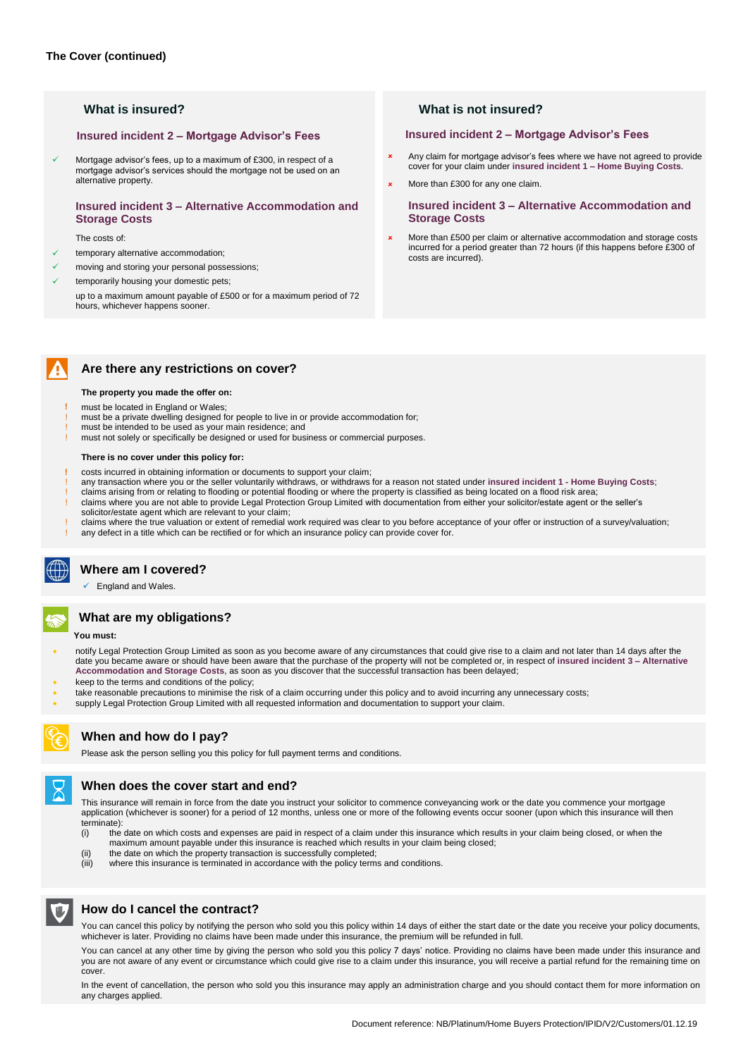**The Cover (continued)**

## What is insured?

### Insured incident 2 – Mortgage Advisor's Fees

- ✓ Mortgage advisor's fees, up to a maximum of £300, in respect of a mortgage advisor's services should the mortgage not be used on an alternative property.

### Insured incident 3 – Alternative Accommodation and Storage Costs

The costs of:

- ✓ temporary alternative accommodation;
- ✓ moving and storing your personal possessions;
- ✓ temporarily housing your domestic pets;

up to a maximum amount payable of £500 or for a maximum period of 72 hours, whichever happens sooner.

## What is not insured?

### Insured incident 2 – Mortgage Advisor's Fees

- ✗ Any claim for mortgage advisor's fees where we have not agreed to provide cover for your claim under **insured incident 1 – Home Buying Costs**.
- ✗ More than £300 for any one claim.

### Insured incident 3 – Alternative Accommodation and Storage Costs

- ✗ More than £500 per claim or alternative accommodation and storage costs incurred for a period greater than 72 hours (if this happens before £300 of costs are incurred).

## Are there any restrictions on cover?

**The property you made the offer on:**

- ! must be located in England or Wales;
- ! must be a private dwelling designed for people to live in or provide accommodation for;
- ! must be intended to be used as your main residence; and
- ! must not solely or specifically be designed or used for business or commercial purposes.

**There is no cover under this policy for:**

- ! costs incurred in obtaining information or documents to support your claim;
- ! any transaction where you or the seller voluntarily withdraws, or withdraws for a reason not stated under **insured incident 1 - Home Buying Costs**;
- ! claims arising from or relating to flooding or potential flooding or where the property is classified as being located on a flood risk area;
- ! claims where you are not able to provide Legal Protection Group Limited with documentation from either your solicitor/estate agent or the seller's solicitor/estate agent which are relevant to your claim;
- ! claims where the true valuation or extent of remedial work required was clear to you before acceptance of your offer or instruction of a survey/valuation;
- ! any defect in a title which can be rectified or for which an insurance policy can provide cover for.

## Where am I covered?

- ✓ England and Wales.

## What are my obligations?

**You must:**

- notify Legal Protection Group Limited as soon as you become aware of any circumstances that could give rise to a claim and not later than 14 days after the date you became aware or should have been aware that the purchase of the property will not be completed or, in respect of **insured incident 3 – Alternative Accommodation and Storage Costs**, as soon as you discover that the successful transaction has been delayed;
- keep to the terms and conditions of the policy;
- take reasonable precautions to minimise the risk of a claim occurring under this policy and to avoid incurring any unnecessary costs;
- supply Legal Protection Group Limited with all requested information and documentation to support your claim.

## When and how do I pay?

Please ask the person selling you this policy for full payment terms and conditions.

## When does the cover start and end?

This insurance will remain in force from the date you instruct your solicitor to commence conveyancing work or the date you commence your mortgage application (whichever is sooner) for a period of 12 months, unless one or more of the following events occur sooner (upon which this insurance will then terminate):

(i) the date on which costs and expenses are paid in respect of a claim under this insurance which results in your claim being closed, or when the maximum amount payable under this insurance is reached which results in your claim being closed;

(ii) the date on which the property transaction is successfully completed;

(iii) where this insurance is terminated in accordance with the policy terms and conditions.

## How do I cancel the contract?

You can cancel this policy by notifying the person who sold you this policy within 14 days of either the start date or the date you receive your policy documents, whichever is later. Providing no claims have been made under this insurance, the premium will be refunded in full.

You can cancel at any other time by giving the person who sold you this policy 7 days' notice. Providing no claims have been made under this insurance and you are not aware of any event or circumstance which could give rise to a claim under this insurance, you will receive a partial refund for the remaining time on cover.

In the event of cancellation, the person who sold you this insurance may apply an administration charge and you should contact them for more information on any charges applied.

Document reference: NB/Platinum/Home Buyers Protection/IPID/V2/Customers/01.12.19